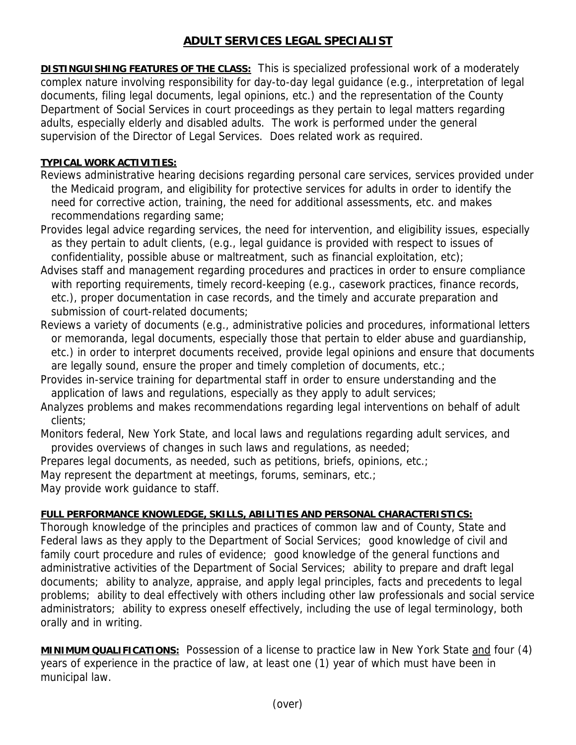# ADULT SERVICES LEGAL SPECIALIST

**DISTINGUISHING FEATURES OF THE CLASS:** This is specialized professional work of a moderately complex nature involving responsibility for day-to-day legal guidance (e.g., interpretation of legal documents, filing legal documents, legal opinions, etc.) and the representation of the County Department of Social Services in court proceedings as they pertain to legal matters regarding adults, especially elderly and disabled adults. The work is performed under the general supervision of the Director of Legal Services. Does related work as required.

**TYPICAL WORK ACTIVITIES:**

Reviews administrative hearing decisions regarding personal care services, services provided under the Medicaid program, and eligibility for protective services for adults in order to identify the need for corrective action, training, the need for additional assessments, etc. and makes recommendations regarding same;

Provides legal advice regarding services, the need for intervention, and eligibility issues, especially as they pertain to adult clients, (e.g., legal guidance is provided with respect to issues of confidentiality, possible abuse or maltreatment, such as financial exploitation, etc);

Advises staff and management regarding procedures and practices in order to ensure compliance with reporting requirements, timely record-keeping (e.g., casework practices, finance records, etc.), proper documentation in case records, and the timely and accurate preparation and submission of court-related documents;

Reviews a variety of documents (e.g., administrative policies and procedures, informational letters or memoranda, legal documents, especially those that pertain to elder abuse and guardianship, etc.) in order to interpret documents received, provide legal opinions and ensure that documents are legally sound, ensure the proper and timely completion of documents, etc.;

Provides in-service training for departmental staff in order to ensure understanding and the application of laws and regulations, especially as they apply to adult services;

Analyzes problems and makes recommendations regarding legal interventions on behalf of adult clients;

Monitors federal, New York State, and local laws and regulations regarding adult services, and provides overviews of changes in such laws and regulations, as needed;

Prepares legal documents, as needed, such as petitions, briefs, opinions, etc.;

May represent the department at meetings, forums, seminars, etc.;

May provide work guidance to staff.

**FULL PERFORMANCE KNOWLEDGE, SKILLS, ABILITIES AND PERSONAL CHARACTERISTICS:**
Thorough knowledge of the principles and practices of common law and of County, State and Federal laws as they apply to the Department of Social Services; good knowledge of civil and family court procedure and rules of evidence; good knowledge of the general functions and administrative activities of the Department of Social Services; ability to prepare and draft legal documents; ability to analyze, appraise, and apply legal principles, facts and precedents to legal problems; ability to deal effectively with others including other law professionals and social service administrators; ability to express oneself effectively, including the use of legal terminology, both orally and in writing.

**MINIMUM QUALIFICATIONS:** Possession of a license to practice law in New York State and four (4) years of experience in the practice of law, at least one (1) year of which must have been in municipal law.

(over)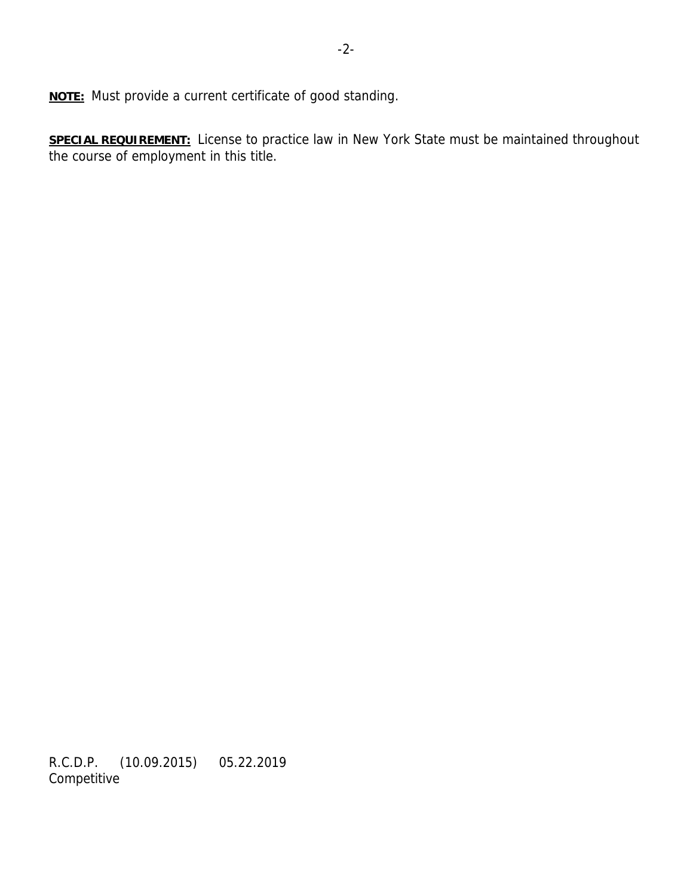**NOTE:** Must provide a current certificate of good standing.

**SPECIAL REQUIREMENT:** License to practice law in New York State must be maintained throughout the course of employment in this title.

R.C.D.P. (10.09.2015) 05.22.2019
Competitive